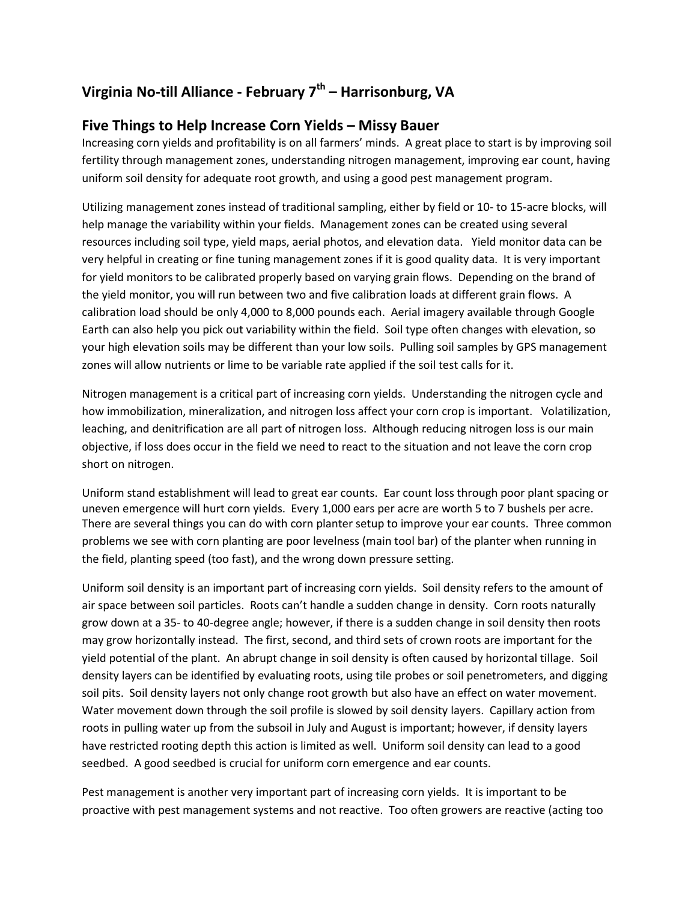# Virginia No-till Alliance - February 7th – Harrisonburg, VA

## Five Things to Help Increase Corn Yields – Missy Bauer

Increasing corn yields and profitability is on all farmers' minds. A great place to start is by improving soil fertility through management zones, understanding nitrogen management, improving ear count, having uniform soil density for adequate root growth, and using a good pest management program.

Utilizing management zones instead of traditional sampling, either by field or 10- to 15-acre blocks, will help manage the variability within your fields. Management zones can be created using several resources including soil type, yield maps, aerial photos, and elevation data. Yield monitor data can be very helpful in creating or fine tuning management zones if it is good quality data. It is very important for yield monitors to be calibrated properly based on varying grain flows. Depending on the brand of the yield monitor, you will run between two and five calibration loads at different grain flows. A calibration load should be only 4,000 to 8,000 pounds each. Aerial imagery available through Google Earth can also help you pick out variability within the field. Soil type often changes with elevation, so your high elevation soils may be different than your low soils. Pulling soil samples by GPS management zones will allow nutrients or lime to be variable rate applied if the soil test calls for it.

Nitrogen management is a critical part of increasing corn yields. Understanding the nitrogen cycle and how immobilization, mineralization, and nitrogen loss affect your corn crop is important. Volatilization, leaching, and denitrification are all part of nitrogen loss. Although reducing nitrogen loss is our main objective, if loss does occur in the field we need to react to the situation and not leave the corn crop short on nitrogen.

Uniform stand establishment will lead to great ear counts. Ear count loss through poor plant spacing or uneven emergence will hurt corn yields. Every 1,000 ears per acre are worth 5 to 7 bushels per acre. There are several things you can do with corn planter setup to improve your ear counts. Three common problems we see with corn planting are poor levelness (main tool bar) of the planter when running in the field, planting speed (too fast), and the wrong down pressure setting.

Uniform soil density is an important part of increasing corn yields. Soil density refers to the amount of air space between soil particles. Roots can't handle a sudden change in density. Corn roots naturally grow down at a 35- to 40-degree angle; however, if there is a sudden change in soil density then roots may grow horizontally instead. The first, second, and third sets of crown roots are important for the yield potential of the plant. An abrupt change in soil density is often caused by horizontal tillage. Soil density layers can be identified by evaluating roots, using tile probes or soil penetrometers, and digging soil pits. Soil density layers not only change root growth but also have an effect on water movement. Water movement down through the soil profile is slowed by soil density layers. Capillary action from roots in pulling water up from the subsoil in July and August is important; however, if density layers have restricted rooting depth this action is limited as well. Uniform soil density can lead to a good seedbed. A good seedbed is crucial for uniform corn emergence and ear counts.

Pest management is another very important part of increasing corn yields. It is important to be proactive with pest management systems and not reactive. Too often growers are reactive (acting too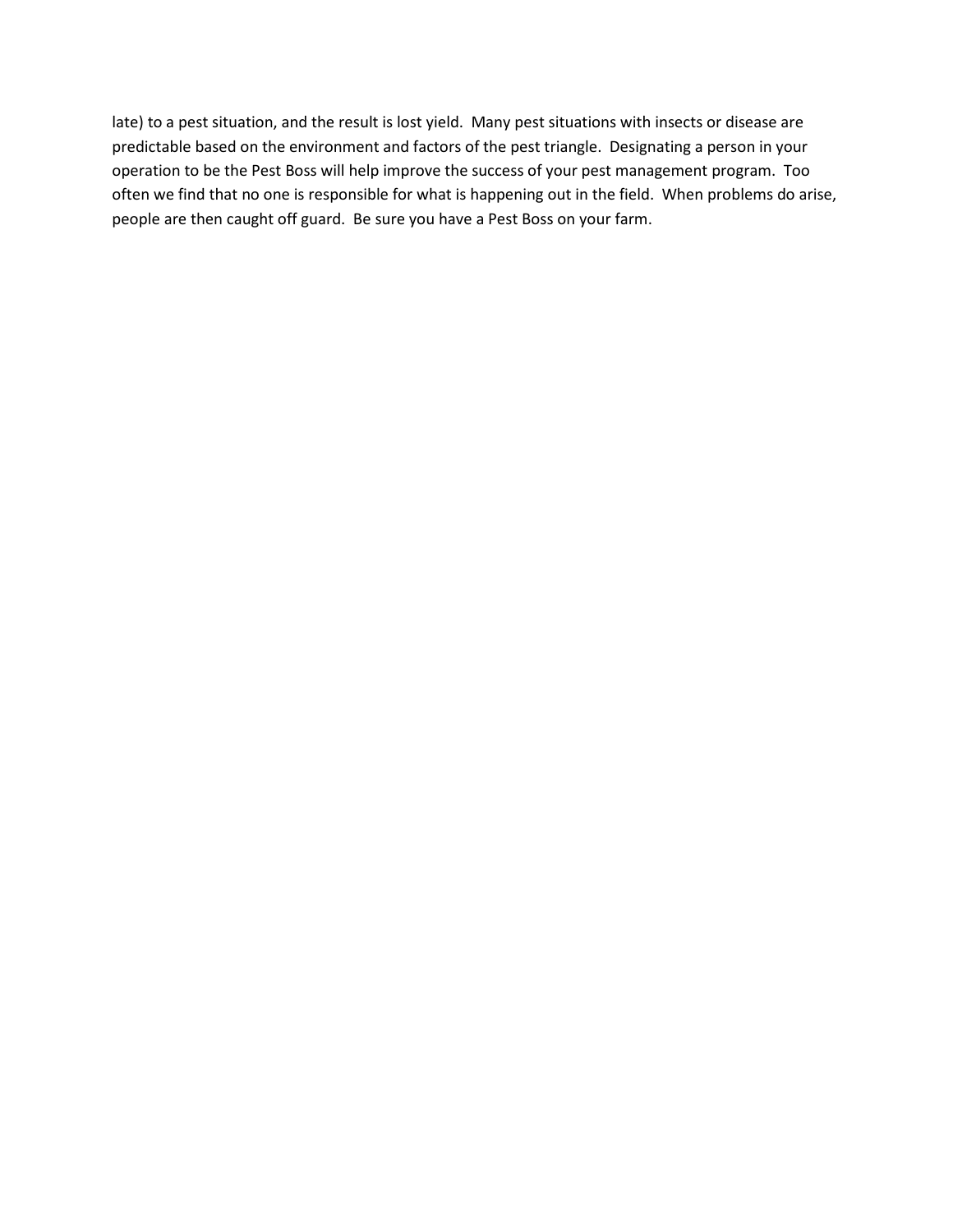late) to a pest situation, and the result is lost yield. Many pest situations with insects or disease are predictable based on the environment and factors of the pest triangle. Designating a person in your operation to be the Pest Boss will help improve the success of your pest management program. Too often we find that no one is responsible for what is happening out in the field. When problems do arise, people are then caught off guard. Be sure you have a Pest Boss on your farm.